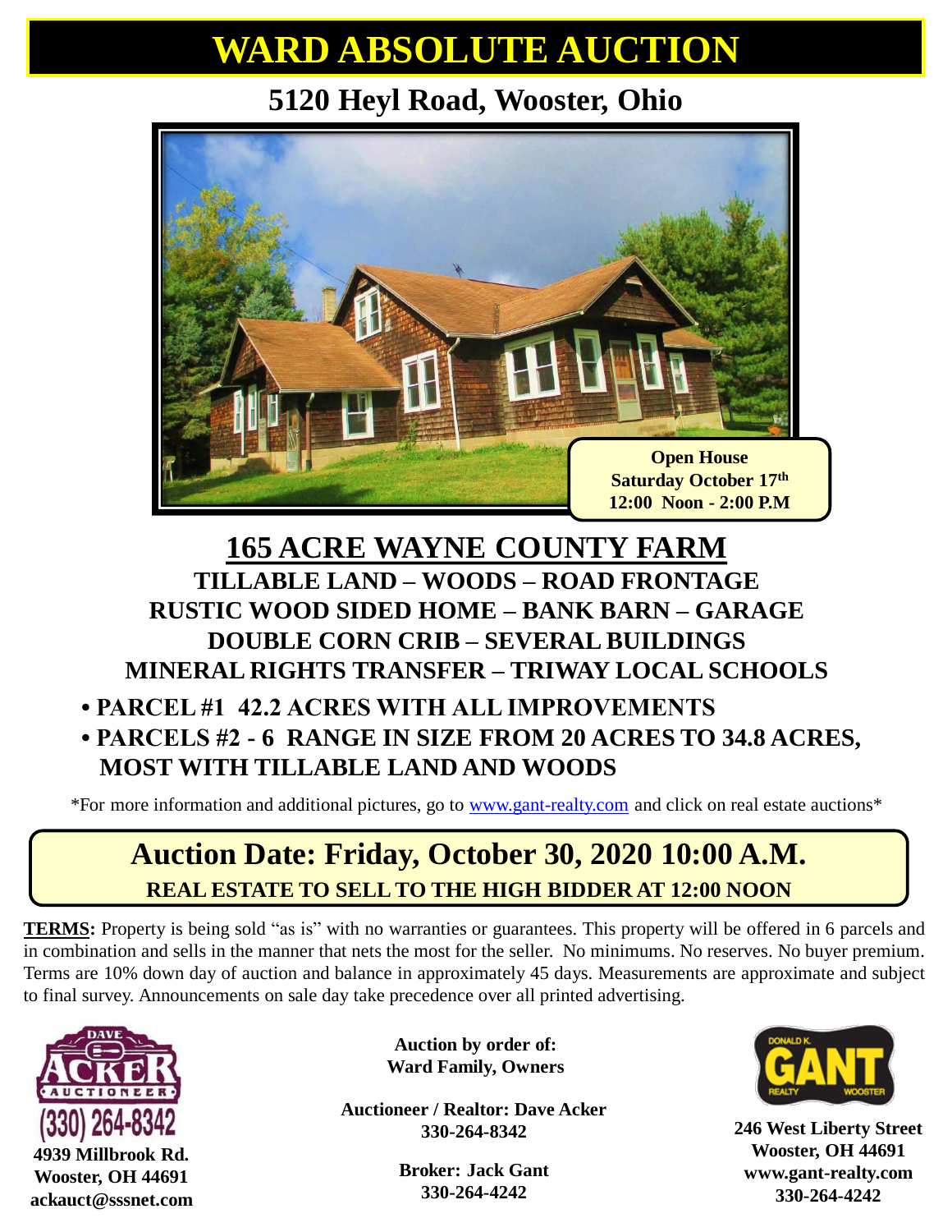# WARD ABSOLUTE AUCTION

## 5120 Heyl Road, Wooster, Ohio

**Open House**
**Saturday October 17th**
**12:00 Noon - 2:00 P.M**

## 165 ACRE WAYNE COUNTY FARM

**TILLABLE LAND – WOODS – ROAD FRONTAGE**
**RUSTIC WOOD SIDED HOME – BANK BARN – GARAGE**
**DOUBLE CORN CRIB – SEVERAL BUILDINGS**
**MINERAL RIGHTS TRANSFER – TRIWAY LOCAL SCHOOLS**

- **PARCEL #1 42.2 ACRES WITH ALL IMPROVEMENTS**
- **PARCELS #2 - 6 RANGE IN SIZE FROM 20 ACRES TO 34.8 ACRES, MOST WITH TILLABLE LAND AND WOODS**

*For more information and additional pictures, go to www.gant-realty.com and click on real estate auctions*

## Auction Date: Friday, October 30, 2020 10:00 A.M.

**REAL ESTATE TO SELL TO THE HIGH BIDDER AT 12:00 NOON**

**TERMS:** Property is being sold "as is" with no warranties or guarantees. This property will be offered in 6 parcels and in combination and sells in the manner that nets the most for the seller. No minimums. No reserves. No buyer premium. Terms are 10% down day of auction and balance in approximately 45 days. Measurements are approximate and subject to final survey. Announcements on sale day take precedence over all printed advertising.

**DAVE ACKER AUCTIONEER**
(330) 264-8342
**4939 Millbrook Rd.**
**Wooster, OH 44691**
**ackauct@sssnet.com**

**Auction by order of:**
**Ward Family, Owners**

**Auctioneer / Realtor: Dave Acker**
**330-264-8342**

**Broker: Jack Gant**
**330-264-4242**

**DONALD K. GANT REALTY WOOSTER**
**246 West Liberty Street**
**Wooster, OH 44691**
**www.gant-realty.com**
**330-264-4242**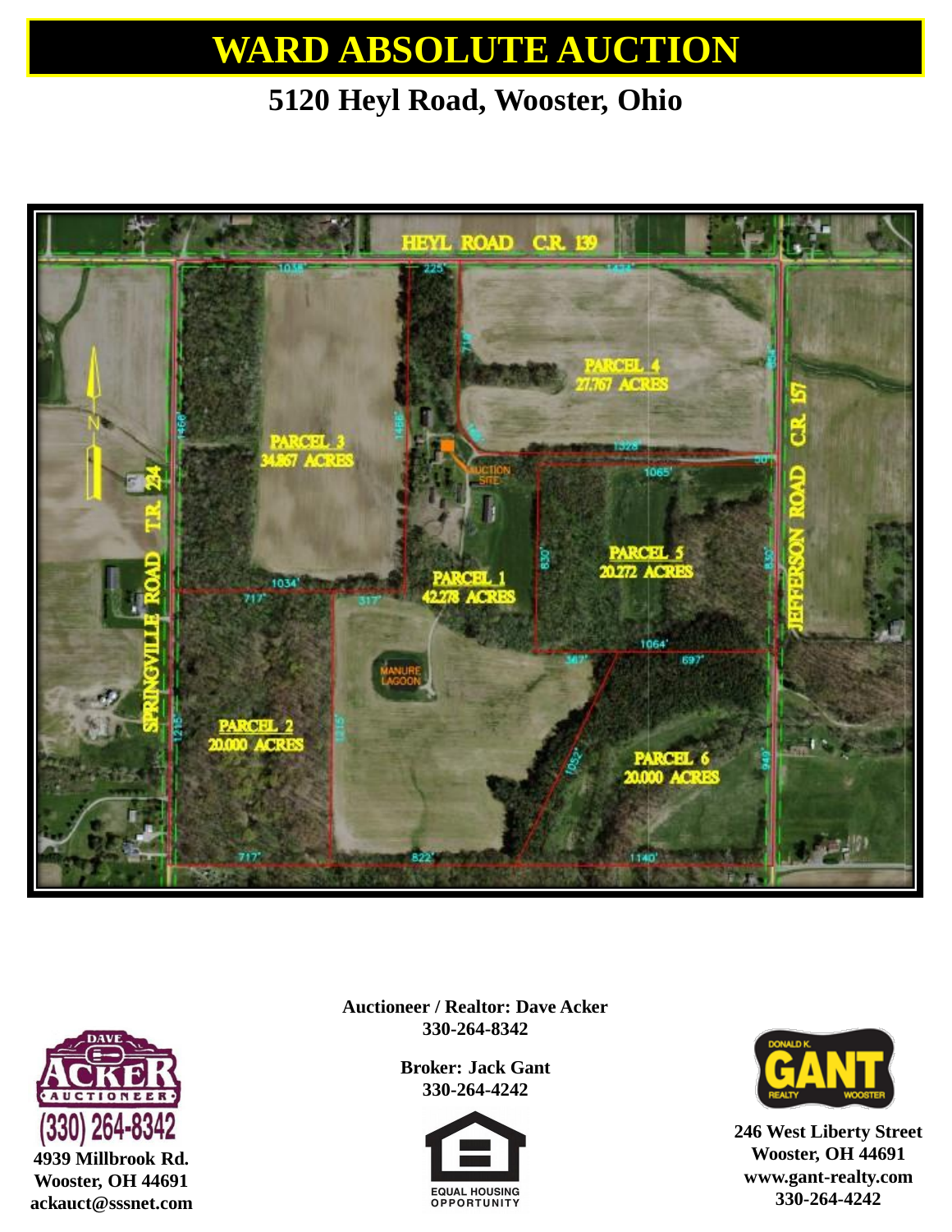# WARD ABSOLUTE AUCTION

## 5120 Heyl Road, Wooster, Ohio

HEYL ROAD C.R. 139

SPRINGVILLE ROAD T.R. 234

JEFFERSON ROAD C.R. 157

N

PARCEL 1
42.278 ACRES

PARCEL 2
20.000 ACRES

PARCEL 3
34.867 ACRES

PARCEL 4
27.767 ACRES

PARCEL 5
20.272 ACRES

PARCEL 6
20.000 ACRES

AUCTION SITE

MANURE LAGOON

1038'
225'
1424'
718'
1466'
1466'
654'
1328'
50'
1065'
830'
830'
1034'
717'
317'
1064'
367'
697'
1215'
1215'
1052'
949'
717'
822'
1140'

**Auctioneer / Realtor: Dave Acker**
**330-264-8342**

**Broker: Jack Gant**
**330-264-4242**

EQUAL HOUSING OPPORTUNITY

DAVE ACKER AUCTIONEER
(330) 264-8342
**4939 Millbrook Rd.**
**Wooster, OH 44691**
**ackauct@sssnet.com**

DONALD K. GANT REALTY WOOSTER
**246 West Liberty Street**
**Wooster, OH 44691**
**www.gant-realty.com**
**330-264-4242**